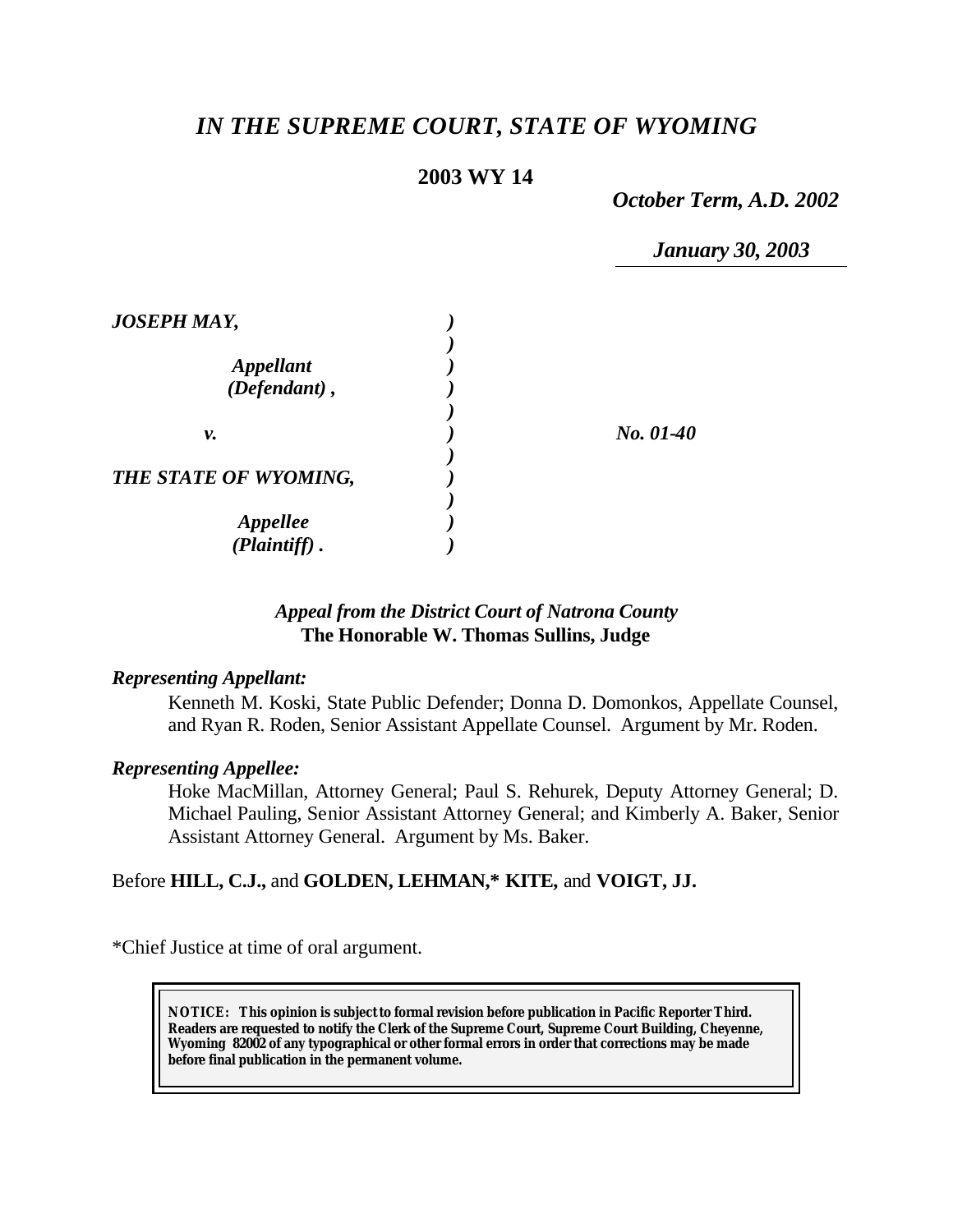# *IN THE SUPREME COURT, STATE OF WYOMING*

**2003 WY 14**

*October Term, A.D. 2002*

*January 30, 2003*

| | | |
|---|---|---|
| ***JOSEPH MAY,*** | ***)*** | |
| | ***)*** | |
| ***Appellant*** | ***)*** | |
| ***(Defendant) ,*** | ***)*** | |
| | ***)*** | |
| ***v.*** | ***)*** | ***No. 01-40*** |
| | ***)*** | |
| ***THE STATE OF WYOMING,*** | ***)*** | |
| | ***)*** | |
| ***Appellee*** | ***)*** | |
| ***(Plaintiff) .*** | ***)*** | |

*Appeal from the District Court of Natrona County*
**The Honorable W. Thomas Sullins, Judge**

***Representing Appellant:***

Kenneth M. Koski, State Public Defender; Donna D. Domonkos, Appellate Counsel, and Ryan R. Roden, Senior Assistant Appellate Counsel. Argument by Mr. Roden.

***Representing Appellee:***

Hoke MacMillan, Attorney General; Paul S. Rehurek, Deputy Attorney General; D. Michael Pauling, Senior Assistant Attorney General; and Kimberly A. Baker, Senior Assistant Attorney General. Argument by Ms. Baker.

Before **HILL, C.J.,** and **GOLDEN, LEHMAN,\* KITE,** and **VOIGT, JJ.**

\*Chief Justice at time of oral argument.

**NOTICE: This opinion is subject to formal revision before publication in Pacific Reporter Third. Readers are requested to notify the Clerk of the Supreme Court, Supreme Court Building, Cheyenne, Wyoming 82002 of any typographical or other formal errors in order that corrections may be made before final publication in the permanent volume.**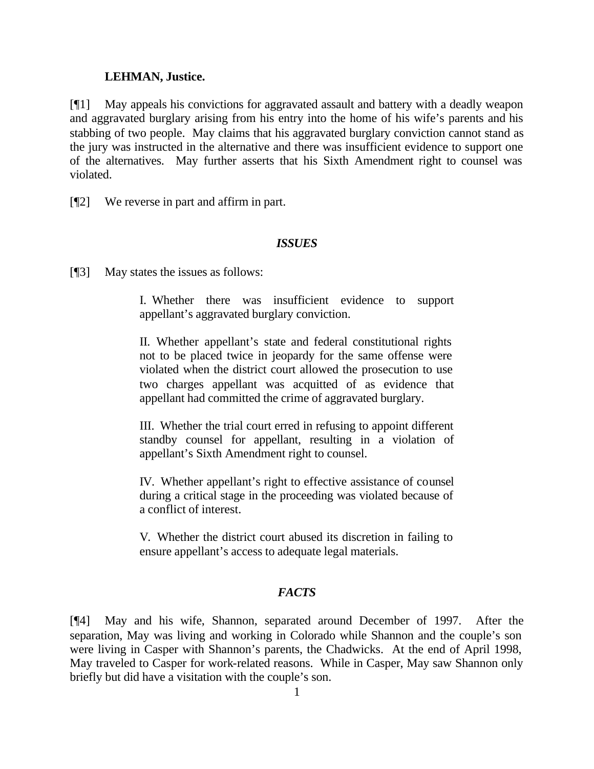**LEHMAN, Justice.**

[¶1] May appeals his convictions for aggravated assault and battery with a deadly weapon and aggravated burglary arising from his entry into the home of his wife's parents and his stabbing of two people. May claims that his aggravated burglary conviction cannot stand as the jury was instructed in the alternative and there was insufficient evidence to support one of the alternatives. May further asserts that his Sixth Amendment right to counsel was violated.

[¶2] We reverse in part and affirm in part.

## *ISSUES*

[¶3] May states the issues as follows:

> I. Whether there was insufficient evidence to support appellant's aggravated burglary conviction.
>
> II. Whether appellant's state and federal constitutional rights not to be placed twice in jeopardy for the same offense were violated when the district court allowed the prosecution to use two charges appellant was acquitted of as evidence that appellant had committed the crime of aggravated burglary.
>
> III. Whether the trial court erred in refusing to appoint different standby counsel for appellant, resulting in a violation of appellant's Sixth Amendment right to counsel.
>
> IV. Whether appellant's right to effective assistance of counsel during a critical stage in the proceeding was violated because of a conflict of interest.
>
> V. Whether the district court abused its discretion in failing to ensure appellant's access to adequate legal materials.

## *FACTS*

[¶4] May and his wife, Shannon, separated around December of 1997. After the separation, May was living and working in Colorado while Shannon and the couple's son were living in Casper with Shannon's parents, the Chadwicks. At the end of April 1998, May traveled to Casper for work-related reasons. While in Casper, May saw Shannon only briefly but did have a visitation with the couple's son.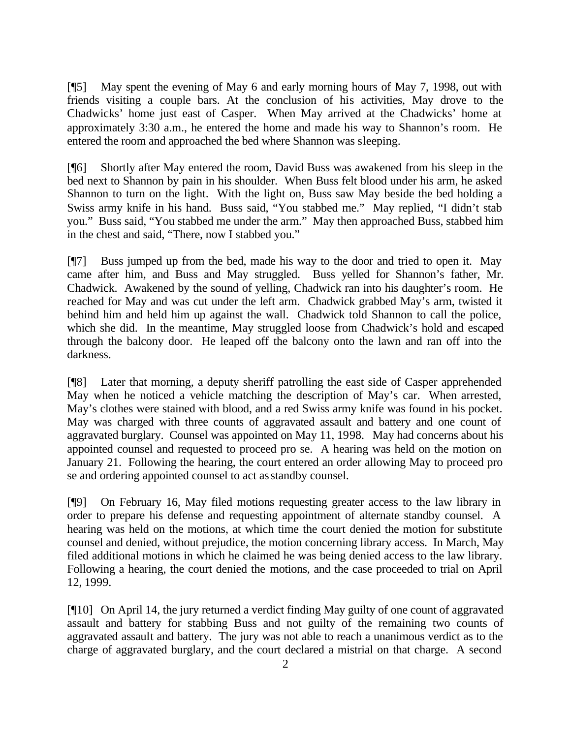[¶5] May spent the evening of May 6 and early morning hours of May 7, 1998, out with friends visiting a couple bars. At the conclusion of his activities, May drove to the Chadwicks' home just east of Casper. When May arrived at the Chadwicks' home at approximately 3:30 a.m., he entered the home and made his way to Shannon's room. He entered the room and approached the bed where Shannon was sleeping.

[¶6] Shortly after May entered the room, David Buss was awakened from his sleep in the bed next to Shannon by pain in his shoulder. When Buss felt blood under his arm, he asked Shannon to turn on the light. With the light on, Buss saw May beside the bed holding a Swiss army knife in his hand. Buss said, "You stabbed me." May replied, "I didn't stab you." Buss said, "You stabbed me under the arm." May then approached Buss, stabbed him in the chest and said, "There, now I stabbed you."

[¶7] Buss jumped up from the bed, made his way to the door and tried to open it. May came after him, and Buss and May struggled. Buss yelled for Shannon's father, Mr. Chadwick. Awakened by the sound of yelling, Chadwick ran into his daughter's room. He reached for May and was cut under the left arm. Chadwick grabbed May's arm, twisted it behind him and held him up against the wall. Chadwick told Shannon to call the police, which she did. In the meantime, May struggled loose from Chadwick's hold and escaped through the balcony door. He leaped off the balcony onto the lawn and ran off into the darkness.

[¶8] Later that morning, a deputy sheriff patrolling the east side of Casper apprehended May when he noticed a vehicle matching the description of May's car. When arrested, May's clothes were stained with blood, and a red Swiss army knife was found in his pocket. May was charged with three counts of aggravated assault and battery and one count of aggravated burglary. Counsel was appointed on May 11, 1998. May had concerns about his appointed counsel and requested to proceed pro se. A hearing was held on the motion on January 21. Following the hearing, the court entered an order allowing May to proceed pro se and ordering appointed counsel to act as standby counsel.

[¶9] On February 16, May filed motions requesting greater access to the law library in order to prepare his defense and requesting appointment of alternate standby counsel. A hearing was held on the motions, at which time the court denied the motion for substitute counsel and denied, without prejudice, the motion concerning library access. In March, May filed additional motions in which he claimed he was being denied access to the law library. Following a hearing, the court denied the motions, and the case proceeded to trial on April 12, 1999.

[¶10] On April 14, the jury returned a verdict finding May guilty of one count of aggravated assault and battery for stabbing Buss and not guilty of the remaining two counts of aggravated assault and battery. The jury was not able to reach a unanimous verdict as to the charge of aggravated burglary, and the court declared a mistrial on that charge. A second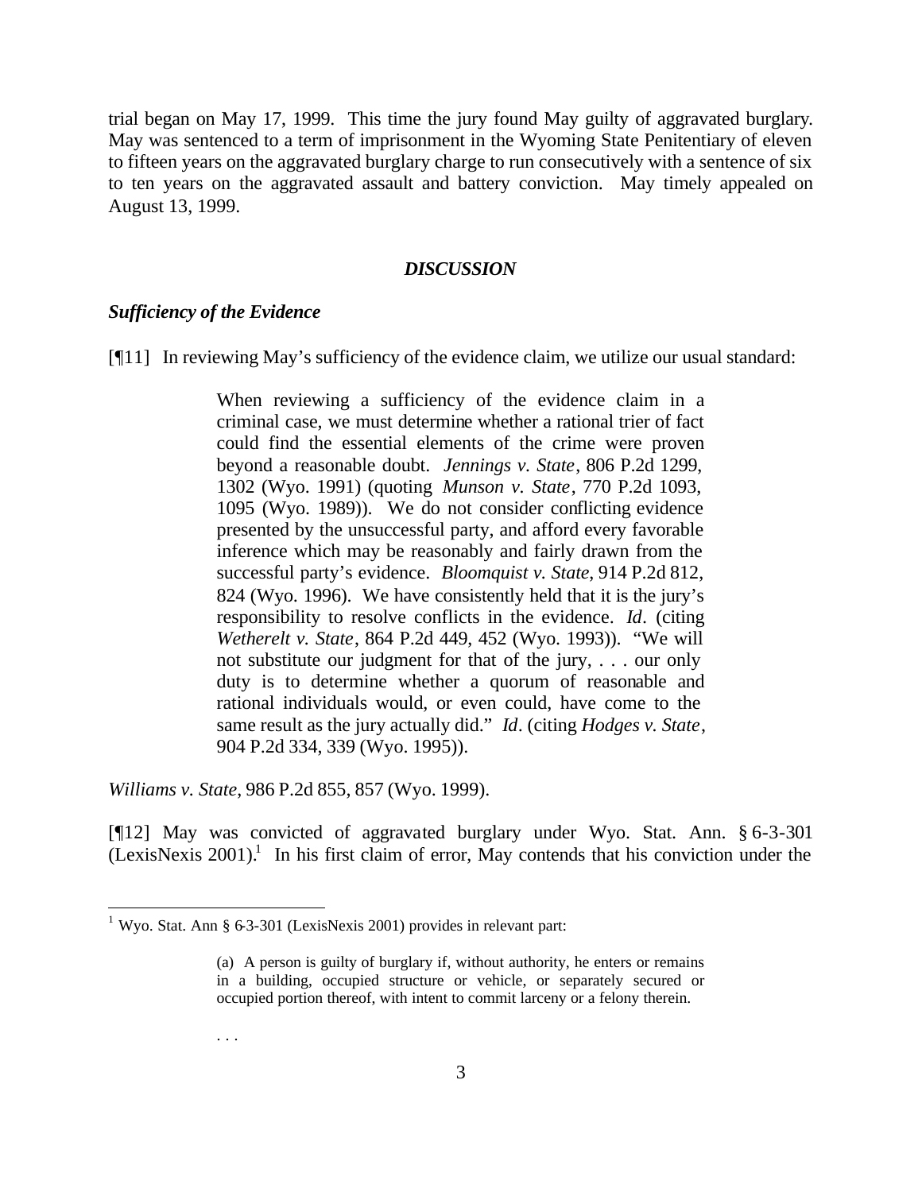trial began on May 17, 1999. This time the jury found May guilty of aggravated burglary. May was sentenced to a term of imprisonment in the Wyoming State Penitentiary of eleven to fifteen years on the aggravated burglary charge to run consecutively with a sentence of six to ten years on the aggravated assault and battery conviction. May timely appealed on August 13, 1999.

## *DISCUSSION*

### *Sufficiency of the Evidence*

[¶11] In reviewing May's sufficiency of the evidence claim, we utilize our usual standard:

> When reviewing a sufficiency of the evidence claim in a criminal case, we must determine whether a rational trier of fact could find the essential elements of the crime were proven beyond a reasonable doubt. *Jennings v. State*, 806 P.2d 1299, 1302 (Wyo. 1991) (quoting *Munson v. State*, 770 P.2d 1093, 1095 (Wyo. 1989)). We do not consider conflicting evidence presented by the unsuccessful party, and afford every favorable inference which may be reasonably and fairly drawn from the successful party's evidence. *Bloomquist v. State*, 914 P.2d 812, 824 (Wyo. 1996). We have consistently held that it is the jury's responsibility to resolve conflicts in the evidence. *Id*. (citing *Wetherelt v. State*, 864 P.2d 449, 452 (Wyo. 1993)). "We will not substitute our judgment for that of the jury, . . . our only duty is to determine whether a quorum of reasonable and rational individuals would, or even could, have come to the same result as the jury actually did." *Id*. (citing *Hodges v. State*, 904 P.2d 334, 339 (Wyo. 1995)).

*Williams v. State*, 986 P.2d 855, 857 (Wyo. 1999).

[¶12] May was convicted of aggravated burglary under Wyo. Stat. Ann. § 6-3-301 (LexisNexis 2001).[1] In his first claim of error, May contends that his conviction under the

---

[1] Wyo. Stat. Ann § 6-3-301 (LexisNexis 2001) provides in relevant part:

> (a) A person is guilty of burglary if, without authority, he enters or remains in a building, occupied structure or vehicle, or separately secured or occupied portion thereof, with intent to commit larceny or a felony therein.
>
> . . .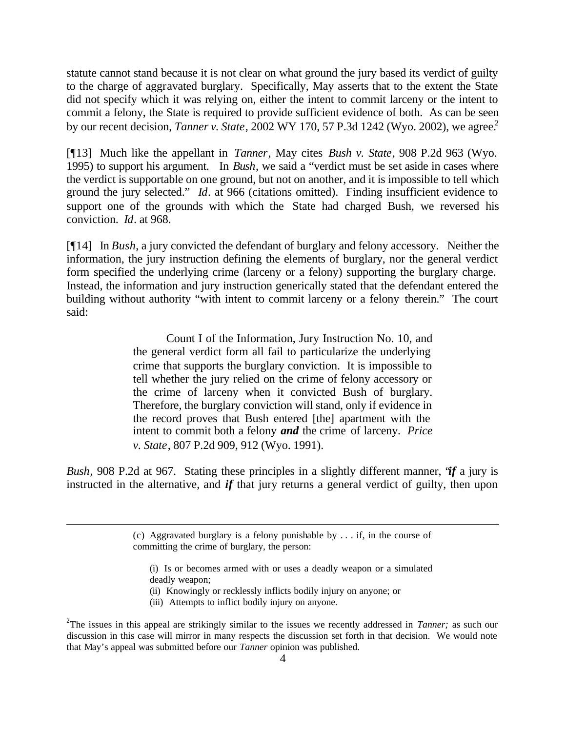statute cannot stand because it is not clear on what ground the jury based its verdict of guilty to the charge of aggravated burglary. Specifically, May asserts that to the extent the State did not specify which it was relying on, either the intent to commit larceny or the intent to commit a felony, the State is required to provide sufficient evidence of both. As can be seen by our recent decision, *Tanner v. State*, 2002 WY 170, 57 P.3d 1242 (Wyo. 2002), we agree.[2]

[¶13] Much like the appellant in *Tanner*, May cites *Bush v. State*, 908 P.2d 963 (Wyo. 1995) to support his argument. In *Bush*, we said a "verdict must be set aside in cases where the verdict is supportable on one ground, but not on another, and it is impossible to tell which ground the jury selected." *Id*. at 966 (citations omitted). Finding insufficient evidence to support one of the grounds with which the State had charged Bush, we reversed his conviction. *Id*. at 968.

[¶14] In *Bush*, a jury convicted the defendant of burglary and felony accessory. Neither the information, the jury instruction defining the elements of burglary, nor the general verdict form specified the underlying crime (larceny or a felony) supporting the burglary charge. Instead, the information and jury instruction generically stated that the defendant entered the building without authority "with intent to commit larceny or a felony therein." The court said:

> Count I of the Information, Jury Instruction No. 10, and the general verdict form all fail to particularize the underlying crime that supports the burglary conviction. It is impossible to tell whether the jury relied on the crime of felony accessory or the crime of larceny when it convicted Bush of burglary. Therefore, the burglary conviction will stand, only if evidence in the record proves that Bush entered [the] apartment with the intent to commit both a felony ***and*** the crime of larceny. *Price v. State*, 807 P.2d 909, 912 (Wyo. 1991).

*Bush*, 908 P.2d at 967. Stating these principles in a slightly different manner, "***if*** a jury is instructed in the alternative, and ***if*** that jury returns a general verdict of guilty, then upon

---

> (c) Aggravated burglary is a felony punishable by . . . if, in the course of committing the crime of burglary, the person:
>
> (i) Is or becomes armed with or uses a deadly weapon or a simulated deadly weapon;
> (ii) Knowingly or recklessly inflicts bodily injury on anyone; or
> (iii) Attempts to inflict bodily injury on anyone.

[2] The issues in this appeal are strikingly similar to the issues we recently addressed in *Tanner;* as such our discussion in this case will mirror in many respects the discussion set forth in that decision. We would note that May's appeal was submitted before our *Tanner* opinion was published.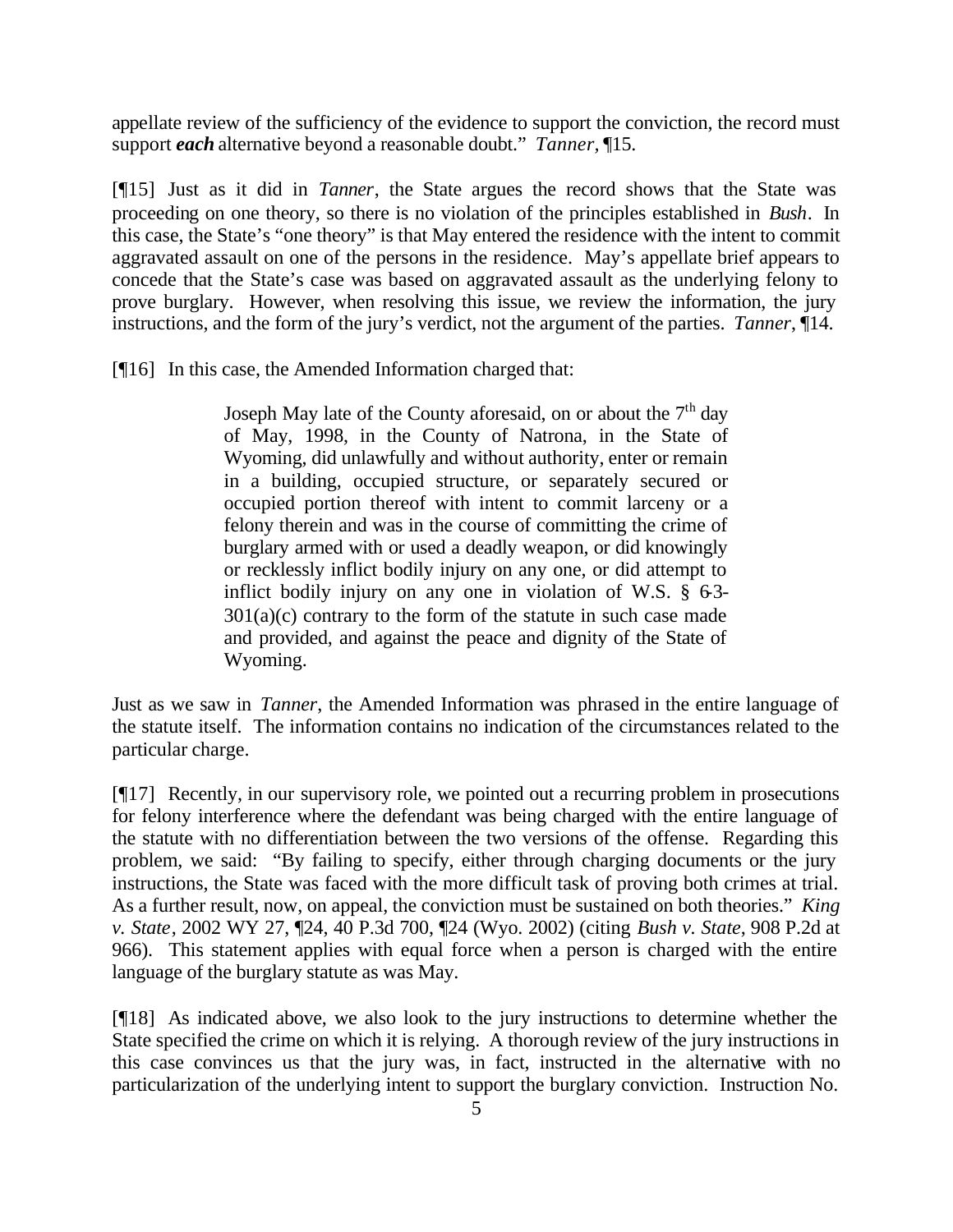appellate review of the sufficiency of the evidence to support the conviction, the record must support ***each*** alternative beyond a reasonable doubt." *Tanner*, ¶15.

[¶15] Just as it did in *Tanner*, the State argues the record shows that the State was proceeding on one theory, so there is no violation of the principles established in *Bush*. In this case, the State's "one theory" is that May entered the residence with the intent to commit aggravated assault on one of the persons in the residence. May's appellate brief appears to concede that the State's case was based on aggravated assault as the underlying felony to prove burglary. However, when resolving this issue, we review the information, the jury instructions, and the form of the jury's verdict, not the argument of the parties. *Tanner*, ¶14.

[¶16] In this case, the Amended Information charged that:

> Joseph May late of the County aforesaid, on or about the 7th day of May, 1998, in the County of Natrona, in the State of Wyoming, did unlawfully and without authority, enter or remain in a building, occupied structure, or separately secured or occupied portion thereof with intent to commit larceny or a felony therein and was in the course of committing the crime of burglary armed with or used a deadly weapon, or did knowingly or recklessly inflict bodily injury on any one, or did attempt to inflict bodily injury on any one in violation of W.S. § 6-3-301(a)(c) contrary to the form of the statute in such case made and provided, and against the peace and dignity of the State of Wyoming.

Just as we saw in *Tanner*, the Amended Information was phrased in the entire language of the statute itself. The information contains no indication of the circumstances related to the particular charge.

[¶17] Recently, in our supervisory role, we pointed out a recurring problem in prosecutions for felony interference where the defendant was being charged with the entire language of the statute with no differentiation between the two versions of the offense. Regarding this problem, we said: "By failing to specify, either through charging documents or the jury instructions, the State was faced with the more difficult task of proving both crimes at trial. As a further result, now, on appeal, the conviction must be sustained on both theories." *King v. State*, 2002 WY 27, ¶24, 40 P.3d 700, ¶24 (Wyo. 2002) (citing *Bush v. State*, 908 P.2d at 966). This statement applies with equal force when a person is charged with the entire language of the burglary statute as was May.

[¶18] As indicated above, we also look to the jury instructions to determine whether the State specified the crime on which it is relying. A thorough review of the jury instructions in this case convinces us that the jury was, in fact, instructed in the alternative with no particularization of the underlying intent to support the burglary conviction. Instruction No.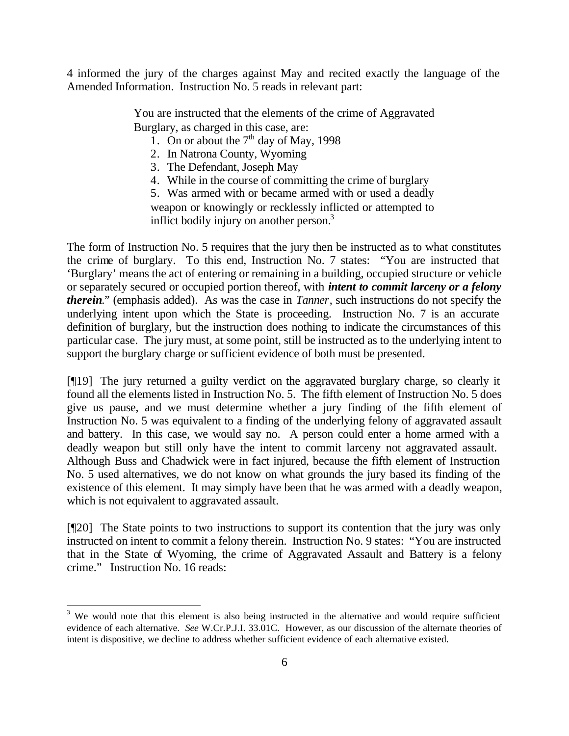4 informed the jury of the charges against May and recited exactly the language of the Amended Information. Instruction No. 5 reads in relevant part:

> You are instructed that the elements of the crime of Aggravated Burglary, as charged in this case, are:
>
> 1. On or about the 7th day of May, 1998
> 2. In Natrona County, Wyoming
> 3. The Defendant, Joseph May
> 4. While in the course of committing the crime of burglary
> 5. Was armed with or became armed with or used a deadly weapon or knowingly or recklessly inflicted or attempted to inflict bodily injury on another person.[3]

The form of Instruction No. 5 requires that the jury then be instructed as to what constitutes the crime of burglary. To this end, Instruction No. 7 states: "You are instructed that 'Burglary' means the act of entering or remaining in a building, occupied structure or vehicle or separately secured or occupied portion thereof, with ***intent to commit larceny or a felony therein***." (emphasis added). As was the case in *Tanner*, such instructions do not specify the underlying intent upon which the State is proceeding. Instruction No. 7 is an accurate definition of burglary, but the instruction does nothing to indicate the circumstances of this particular case. The jury must, at some point, still be instructed as to the underlying intent to support the burglary charge or sufficient evidence of both must be presented.

[¶19] The jury returned a guilty verdict on the aggravated burglary charge, so clearly it found all the elements listed in Instruction No. 5. The fifth element of Instruction No. 5 does give us pause, and we must determine whether a jury finding of the fifth element of Instruction No. 5 was equivalent to a finding of the underlying felony of aggravated assault and battery. In this case, we would say no. A person could enter a home armed with a deadly weapon but still only have the intent to commit larceny not aggravated assault. Although Buss and Chadwick were in fact injured, because the fifth element of Instruction No. 5 used alternatives, we do not know on what grounds the jury based its finding of the existence of this element. It may simply have been that he was armed with a deadly weapon, which is not equivalent to aggravated assault.

[¶20] The State points to two instructions to support its contention that the jury was only instructed on intent to commit a felony therein. Instruction No. 9 states: "You are instructed that in the State of Wyoming, the crime of Aggravated Assault and Battery is a felony crime." Instruction No. 16 reads:

---

[3] We would note that this element is also being instructed in the alternative and would require sufficient evidence of each alternative. *See* W.Cr.P.J.I. 33.01C. However, as our discussion of the alternate theories of intent is dispositive, we decline to address whether sufficient evidence of each alternative existed.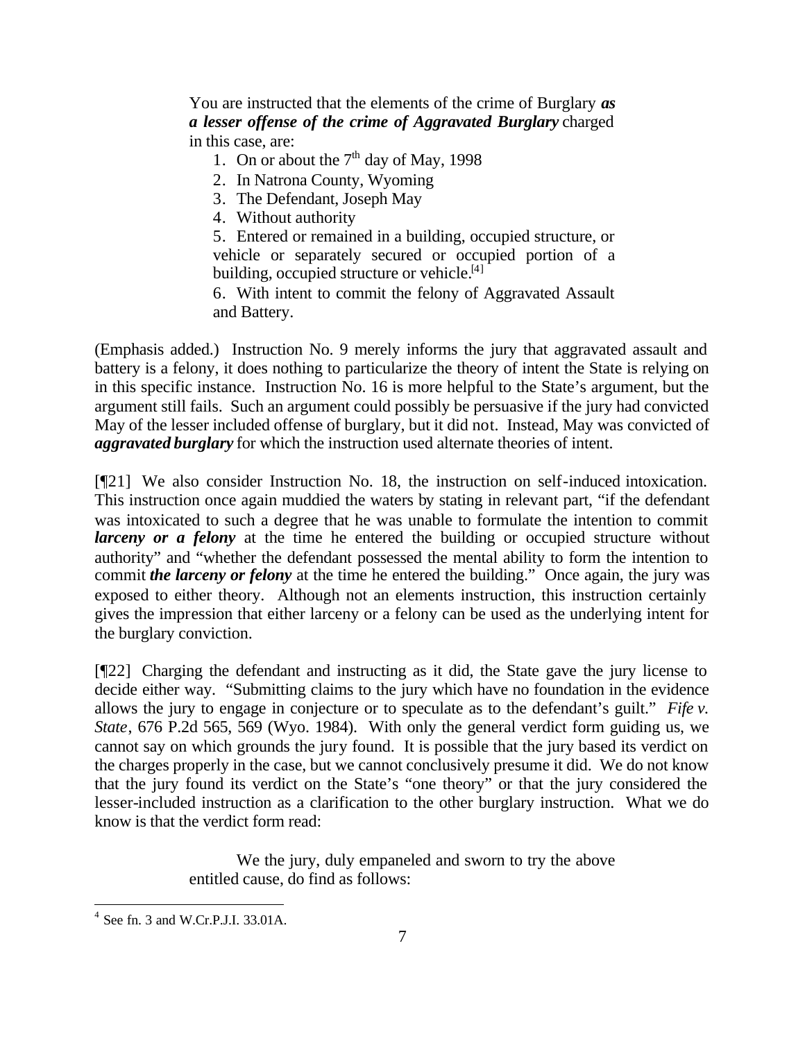> You are instructed that the elements of the crime of Burglary ***as a lesser offense of the crime of Aggravated Burglary*** charged in this case, are:
>
> 1. On or about the 7th day of May, 1998
> 2. In Natrona County, Wyoming
> 3. The Defendant, Joseph May
> 4. Without authority
> 5. Entered or remained in a building, occupied structure, or vehicle or separately secured or occupied portion of a building, occupied structure or vehicle.[4]
> 6. With intent to commit the felony of Aggravated Assault and Battery.

(Emphasis added.) Instruction No. 9 merely informs the jury that aggravated assault and battery is a felony, it does nothing to particularize the theory of intent the State is relying on in this specific instance. Instruction No. 16 is more helpful to the State's argument, but the argument still fails. Such an argument could possibly be persuasive if the jury had convicted May of the lesser included offense of burglary, but it did not. Instead, May was convicted of ***aggravated burglary*** for which the instruction used alternate theories of intent.

[¶21] We also consider Instruction No. 18, the instruction on self-induced intoxication. This instruction once again muddied the waters by stating in relevant part, "if the defendant was intoxicated to such a degree that he was unable to formulate the intention to commit ***larceny or a felony*** at the time he entered the building or occupied structure without authority" and "whether the defendant possessed the mental ability to form the intention to commit ***the larceny or felony*** at the time he entered the building." Once again, the jury was exposed to either theory. Although not an elements instruction, this instruction certainly gives the impression that either larceny or a felony can be used as the underlying intent for the burglary conviction.

[¶22] Charging the defendant and instructing as it did, the State gave the jury license to decide either way. "Submitting claims to the jury which have no foundation in the evidence allows the jury to engage in conjecture or to speculate as to the defendant's guilt." *Fife v. State*, 676 P.2d 565, 569 (Wyo. 1984). With only the general verdict form guiding us, we cannot say on which grounds the jury found. It is possible that the jury based its verdict on the charges properly in the case, but we cannot conclusively presume it did. We do not know that the jury found its verdict on the State's "one theory" or that the jury considered the lesser-included instruction as a clarification to the other burglary instruction. What we do know is that the verdict form read:

> We the jury, duly empaneled and sworn to try the above entitled cause, do find as follows:

---

[4] See fn. 3 and W.Cr.P.J.I. 33.01A.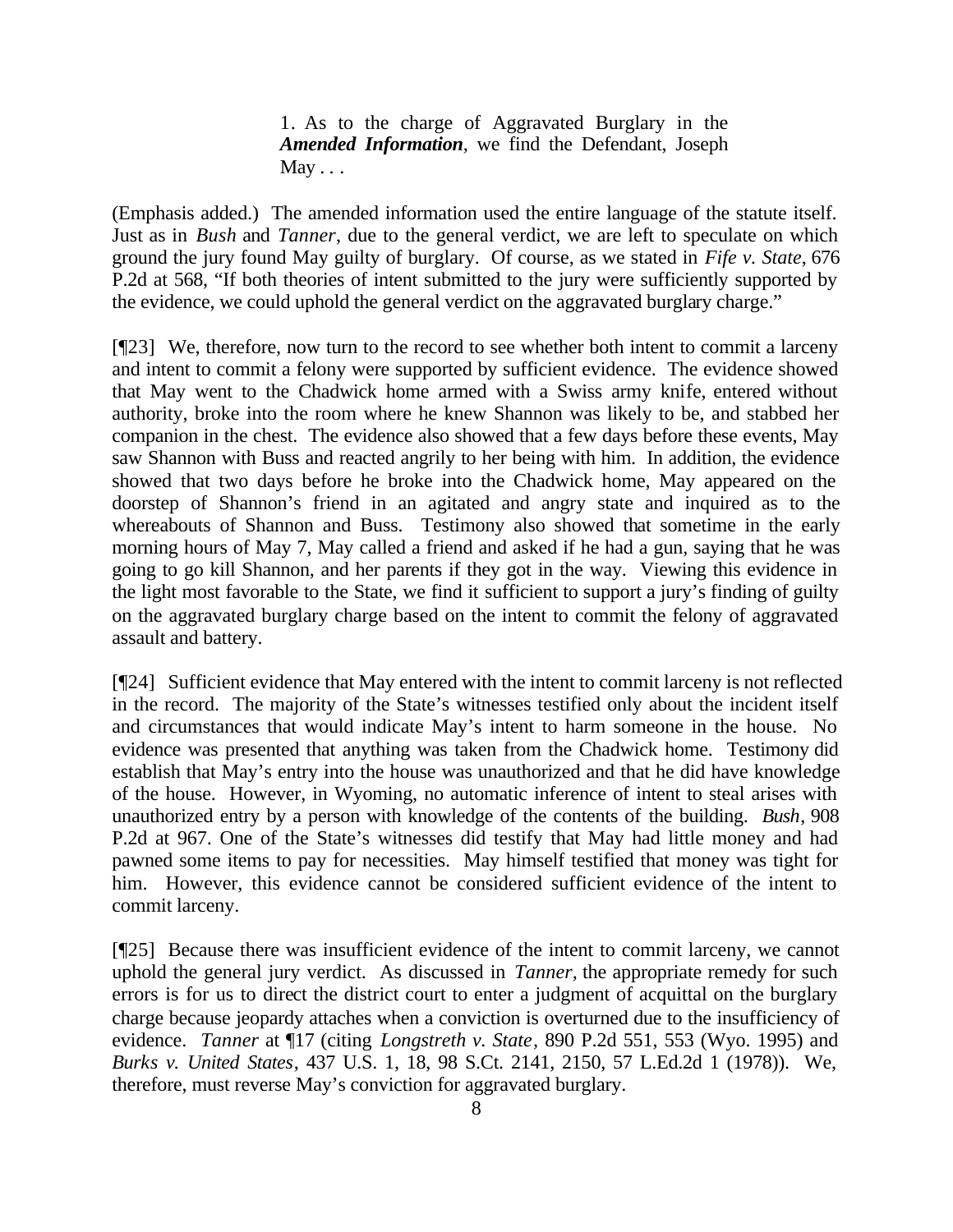> 1. As to the charge of Aggravated Burglary in the ***Amended Information***, we find the Defendant, Joseph May . . .

(Emphasis added.) The amended information used the entire language of the statute itself. Just as in *Bush* and *Tanner*, due to the general verdict, we are left to speculate on which ground the jury found May guilty of burglary. Of course, as we stated in *Fife v. State*, 676 P.2d at 568, "If both theories of intent submitted to the jury were sufficiently supported by the evidence, we could uphold the general verdict on the aggravated burglary charge."

[¶23] We, therefore, now turn to the record to see whether both intent to commit a larceny and intent to commit a felony were supported by sufficient evidence. The evidence showed that May went to the Chadwick home armed with a Swiss army knife, entered without authority, broke into the room where he knew Shannon was likely to be, and stabbed her companion in the chest. The evidence also showed that a few days before these events, May saw Shannon with Buss and reacted angrily to her being with him. In addition, the evidence showed that two days before he broke into the Chadwick home, May appeared on the doorstep of Shannon's friend in an agitated and angry state and inquired as to the whereabouts of Shannon and Buss. Testimony also showed that sometime in the early morning hours of May 7, May called a friend and asked if he had a gun, saying that he was going to go kill Shannon, and her parents if they got in the way. Viewing this evidence in the light most favorable to the State, we find it sufficient to support a jury's finding of guilty on the aggravated burglary charge based on the intent to commit the felony of aggravated assault and battery.

[¶24] Sufficient evidence that May entered with the intent to commit larceny is not reflected in the record. The majority of the State's witnesses testified only about the incident itself and circumstances that would indicate May's intent to harm someone in the house. No evidence was presented that anything was taken from the Chadwick home. Testimony did establish that May's entry into the house was unauthorized and that he did have knowledge of the house. However, in Wyoming, no automatic inference of intent to steal arises with unauthorized entry by a person with knowledge of the contents of the building. *Bush*, 908 P.2d at 967. One of the State's witnesses did testify that May had little money and had pawned some items to pay for necessities. May himself testified that money was tight for him. However, this evidence cannot be considered sufficient evidence of the intent to commit larceny.

[¶25] Because there was insufficient evidence of the intent to commit larceny, we cannot uphold the general jury verdict. As discussed in *Tanner*, the appropriate remedy for such errors is for us to direct the district court to enter a judgment of acquittal on the burglary charge because jeopardy attaches when a conviction is overturned due to the insufficiency of evidence. *Tanner* at ¶17 (citing *Longstreth v. State*, 890 P.2d 551, 553 (Wyo. 1995) and *Burks v. United States*, 437 U.S. 1, 18, 98 S.Ct. 2141, 2150, 57 L.Ed.2d 1 (1978)). We, therefore, must reverse May's conviction for aggravated burglary.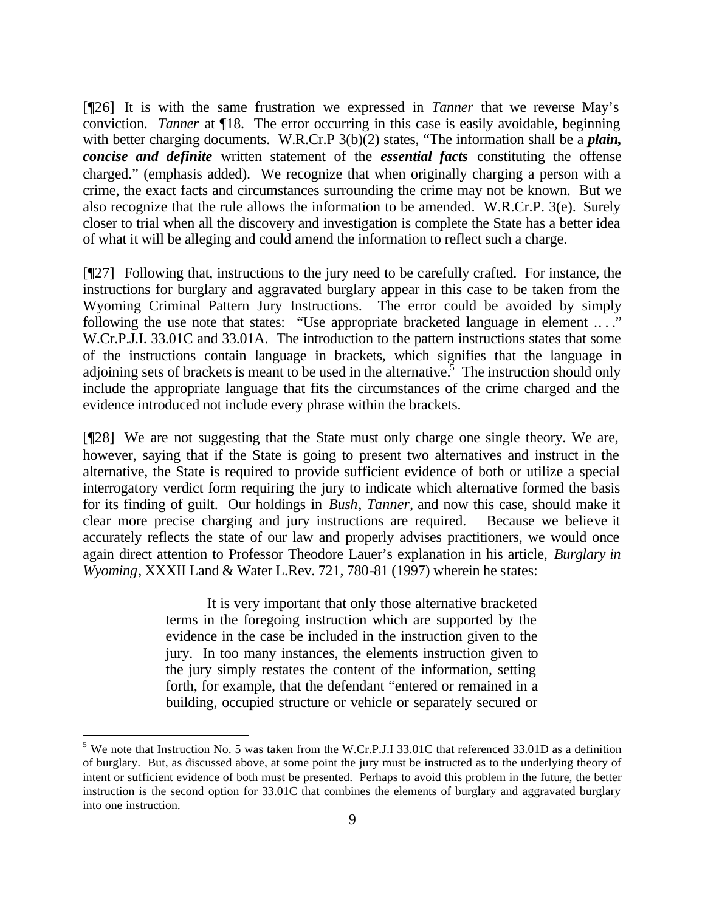[¶26] It is with the same frustration we expressed in *Tanner* that we reverse May's conviction. *Tanner* at ¶18. The error occurring in this case is easily avoidable, beginning with better charging documents. W.R.Cr.P 3(b)(2) states, "The information shall be a ***plain, concise and definite*** written statement of the ***essential facts*** constituting the offense charged." (emphasis added). We recognize that when originally charging a person with a crime, the exact facts and circumstances surrounding the crime may not be known. But we also recognize that the rule allows the information to be amended. W.R.Cr.P. 3(e). Surely closer to trial when all the discovery and investigation is complete the State has a better idea of what it will be alleging and could amend the information to reflect such a charge.

[¶27] Following that, instructions to the jury need to be carefully crafted. For instance, the instructions for burglary and aggravated burglary appear in this case to be taken from the Wyoming Criminal Pattern Jury Instructions. The error could be avoided by simply following the use note that states: "Use appropriate bracketed language in element .. . ." W.Cr.P.J.I. 33.01C and 33.01A. The introduction to the pattern instructions states that some of the instructions contain language in brackets, which signifies that the language in adjoining sets of brackets is meant to be used in the alternative.[5] The instruction should only include the appropriate language that fits the circumstances of the crime charged and the evidence introduced not include every phrase within the brackets.

[¶28] We are not suggesting that the State must only charge one single theory. We are, however, saying that if the State is going to present two alternatives and instruct in the alternative, the State is required to provide sufficient evidence of both or utilize a special interrogatory verdict form requiring the jury to indicate which alternative formed the basis for its finding of guilt. Our holdings in *Bush*, *Tanner*, and now this case, should make it clear more precise charging and jury instructions are required. Because we believe it accurately reflects the state of our law and properly advises practitioners, we would once again direct attention to Professor Theodore Lauer's explanation in his article, *Burglary in Wyoming*, XXXII Land & Water L.Rev. 721, 780-81 (1997) wherein he states:

> It is very important that only those alternative bracketed terms in the foregoing instruction which are supported by the evidence in the case be included in the instruction given to the jury. In too many instances, the elements instruction given to the jury simply restates the content of the information, setting forth, for example, that the defendant "entered or remained in a building, occupied structure or vehicle or separately secured or

---

[5] We note that Instruction No. 5 was taken from the W.Cr.P.J.I 33.01C that referenced 33.01D as a definition of burglary. But, as discussed above, at some point the jury must be instructed as to the underlying theory of intent or sufficient evidence of both must be presented. Perhaps to avoid this problem in the future, the better instruction is the second option for 33.01C that combines the elements of burglary and aggravated burglary into one instruction.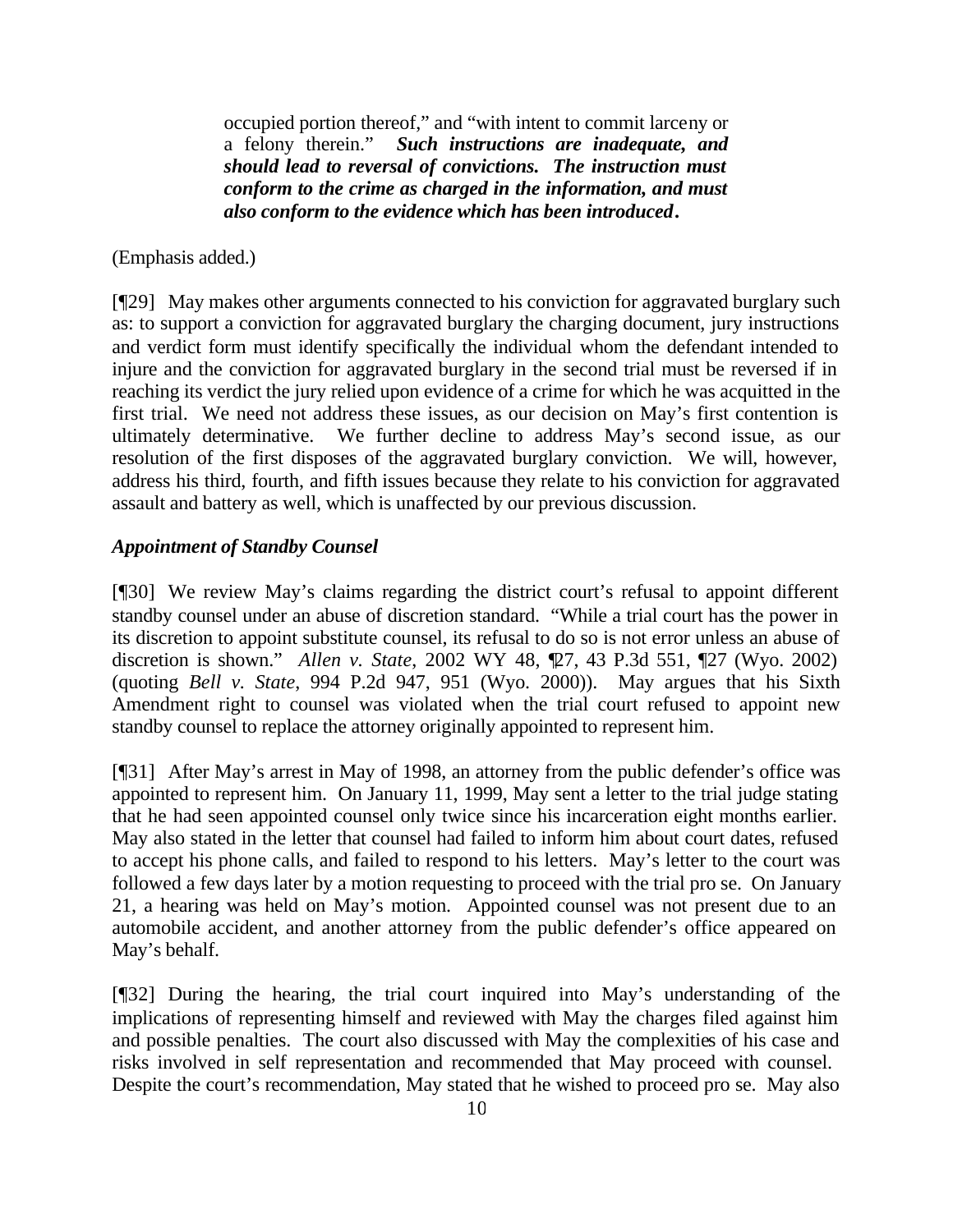> occupied portion thereof," and "with intent to commit larceny or a felony therein." ***Such instructions are inadequate, and should lead to reversal of convictions. The instruction must conform to the crime as charged in the information, and must also conform to the evidence which has been introduced.***

(Emphasis added.)

[¶29] May makes other arguments connected to his conviction for aggravated burglary such as: to support a conviction for aggravated burglary the charging document, jury instructions and verdict form must identify specifically the individual whom the defendant intended to injure and the conviction for aggravated burglary in the second trial must be reversed if in reaching its verdict the jury relied upon evidence of a crime for which he was acquitted in the first trial. We need not address these issues, as our decision on May's first contention is ultimately determinative. We further decline to address May's second issue, as our resolution of the first disposes of the aggravated burglary conviction. We will, however, address his third, fourth, and fifth issues because they relate to his conviction for aggravated assault and battery as well, which is unaffected by our previous discussion.

***Appointment of Standby Counsel***

[¶30] We review May's claims regarding the district court's refusal to appoint different standby counsel under an abuse of discretion standard. "While a trial court has the power in its discretion to appoint substitute counsel, its refusal to do so is not error unless an abuse of discretion is shown." *Allen v. State*, 2002 WY 48, ¶27, 43 P.3d 551, ¶27 (Wyo. 2002) (quoting *Bell v. State*, 994 P.2d 947, 951 (Wyo. 2000)). May argues that his Sixth Amendment right to counsel was violated when the trial court refused to appoint new standby counsel to replace the attorney originally appointed to represent him.

[¶31] After May's arrest in May of 1998, an attorney from the public defender's office was appointed to represent him. On January 11, 1999, May sent a letter to the trial judge stating that he had seen appointed counsel only twice since his incarceration eight months earlier. May also stated in the letter that counsel had failed to inform him about court dates, refused to accept his phone calls, and failed to respond to his letters. May's letter to the court was followed a few days later by a motion requesting to proceed with the trial pro se. On January 21, a hearing was held on May's motion. Appointed counsel was not present due to an automobile accident, and another attorney from the public defender's office appeared on May's behalf.

[¶32] During the hearing, the trial court inquired into May's understanding of the implications of representing himself and reviewed with May the charges filed against him and possible penalties. The court also discussed with May the complexities of his case and risks involved in self representation and recommended that May proceed with counsel. Despite the court's recommendation, May stated that he wished to proceed pro se. May also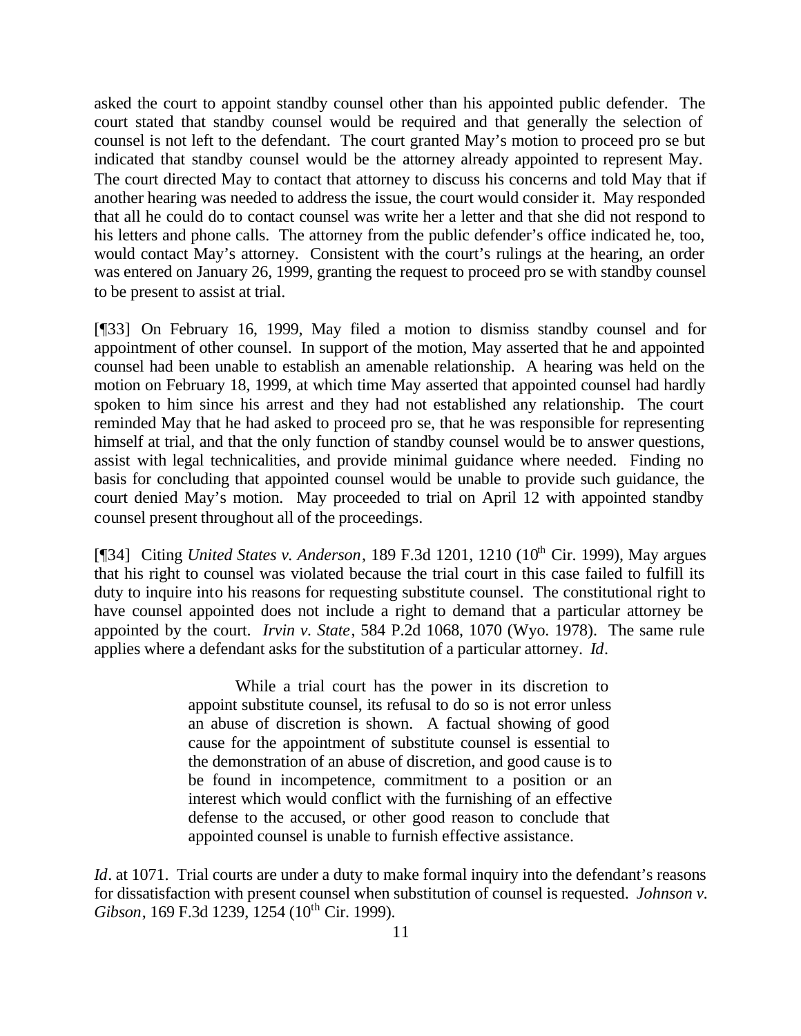asked the court to appoint standby counsel other than his appointed public defender. The court stated that standby counsel would be required and that generally the selection of counsel is not left to the defendant. The court granted May's motion to proceed pro se but indicated that standby counsel would be the attorney already appointed to represent May. The court directed May to contact that attorney to discuss his concerns and told May that if another hearing was needed to address the issue, the court would consider it. May responded that all he could do to contact counsel was write her a letter and that she did not respond to his letters and phone calls. The attorney from the public defender's office indicated he, too, would contact May's attorney. Consistent with the court's rulings at the hearing, an order was entered on January 26, 1999, granting the request to proceed pro se with standby counsel to be present to assist at trial.

[¶33] On February 16, 1999, May filed a motion to dismiss standby counsel and for appointment of other counsel. In support of the motion, May asserted that he and appointed counsel had been unable to establish an amenable relationship. A hearing was held on the motion on February 18, 1999, at which time May asserted that appointed counsel had hardly spoken to him since his arrest and they had not established any relationship. The court reminded May that he had asked to proceed pro se, that he was responsible for representing himself at trial, and that the only function of standby counsel would be to answer questions, assist with legal technicalities, and provide minimal guidance where needed. Finding no basis for concluding that appointed counsel would be unable to provide such guidance, the court denied May's motion. May proceeded to trial on April 12 with appointed standby counsel present throughout all of the proceedings.

[¶34] Citing *United States v. Anderson*, 189 F.3d 1201, 1210 (10th Cir. 1999), May argues that his right to counsel was violated because the trial court in this case failed to fulfill its duty to inquire into his reasons for requesting substitute counsel. The constitutional right to have counsel appointed does not include a right to demand that a particular attorney be appointed by the court. *Irvin v. State*, 584 P.2d 1068, 1070 (Wyo. 1978). The same rule applies where a defendant asks for the substitution of a particular attorney. *Id*.

> While a trial court has the power in its discretion to appoint substitute counsel, its refusal to do so is not error unless an abuse of discretion is shown. A factual showing of good cause for the appointment of substitute counsel is essential to the demonstration of an abuse of discretion, and good cause is to be found in incompetence, commitment to a position or an interest which would conflict with the furnishing of an effective defense to the accused, or other good reason to conclude that appointed counsel is unable to furnish effective assistance.

*Id*. at 1071. Trial courts are under a duty to make formal inquiry into the defendant's reasons for dissatisfaction with present counsel when substitution of counsel is requested. *Johnson v. Gibson*, 169 F.3d 1239, 1254 (10th Cir. 1999).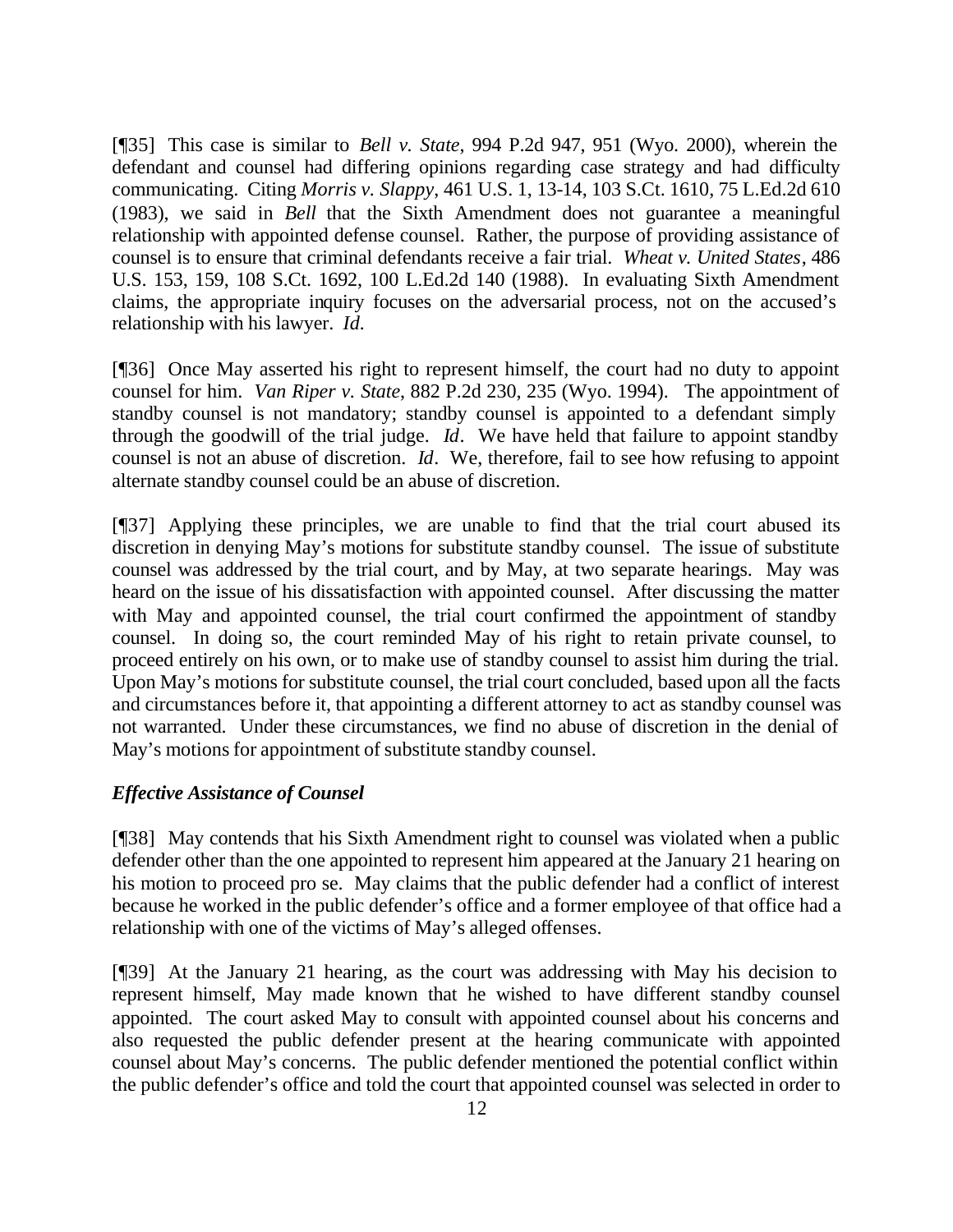[¶35] This case is similar to *Bell v. State*, 994 P.2d 947, 951 (Wyo. 2000), wherein the defendant and counsel had differing opinions regarding case strategy and had difficulty communicating. Citing *Morris v. Slappy*, 461 U.S. 1, 13-14, 103 S.Ct. 1610, 75 L.Ed.2d 610 (1983), we said in *Bell* that the Sixth Amendment does not guarantee a meaningful relationship with appointed defense counsel. Rather, the purpose of providing assistance of counsel is to ensure that criminal defendants receive a fair trial. *Wheat v. United States*, 486 U.S. 153, 159, 108 S.Ct. 1692, 100 L.Ed.2d 140 (1988). In evaluating Sixth Amendment claims, the appropriate inquiry focuses on the adversarial process, not on the accused's relationship with his lawyer. *Id*.

[¶36] Once May asserted his right to represent himself, the court had no duty to appoint counsel for him. *Van Riper v. State*, 882 P.2d 230, 235 (Wyo. 1994). The appointment of standby counsel is not mandatory; standby counsel is appointed to a defendant simply through the goodwill of the trial judge. *Id*. We have held that failure to appoint standby counsel is not an abuse of discretion. *Id*. We, therefore, fail to see how refusing to appoint alternate standby counsel could be an abuse of discretion.

[¶37] Applying these principles, we are unable to find that the trial court abused its discretion in denying May's motions for substitute standby counsel. The issue of substitute counsel was addressed by the trial court, and by May, at two separate hearings. May was heard on the issue of his dissatisfaction with appointed counsel. After discussing the matter with May and appointed counsel, the trial court confirmed the appointment of standby counsel. In doing so, the court reminded May of his right to retain private counsel, to proceed entirely on his own, or to make use of standby counsel to assist him during the trial. Upon May's motions for substitute counsel, the trial court concluded, based upon all the facts and circumstances before it, that appointing a different attorney to act as standby counsel was not warranted. Under these circumstances, we find no abuse of discretion in the denial of May's motions for appointment of substitute standby counsel.

### *Effective Assistance of Counsel*

[¶38] May contends that his Sixth Amendment right to counsel was violated when a public defender other than the one appointed to represent him appeared at the January 21 hearing on his motion to proceed pro se. May claims that the public defender had a conflict of interest because he worked in the public defender's office and a former employee of that office had a relationship with one of the victims of May's alleged offenses.

[¶39] At the January 21 hearing, as the court was addressing with May his decision to represent himself, May made known that he wished to have different standby counsel appointed. The court asked May to consult with appointed counsel about his concerns and also requested the public defender present at the hearing communicate with appointed counsel about May's concerns. The public defender mentioned the potential conflict within the public defender's office and told the court that appointed counsel was selected in order to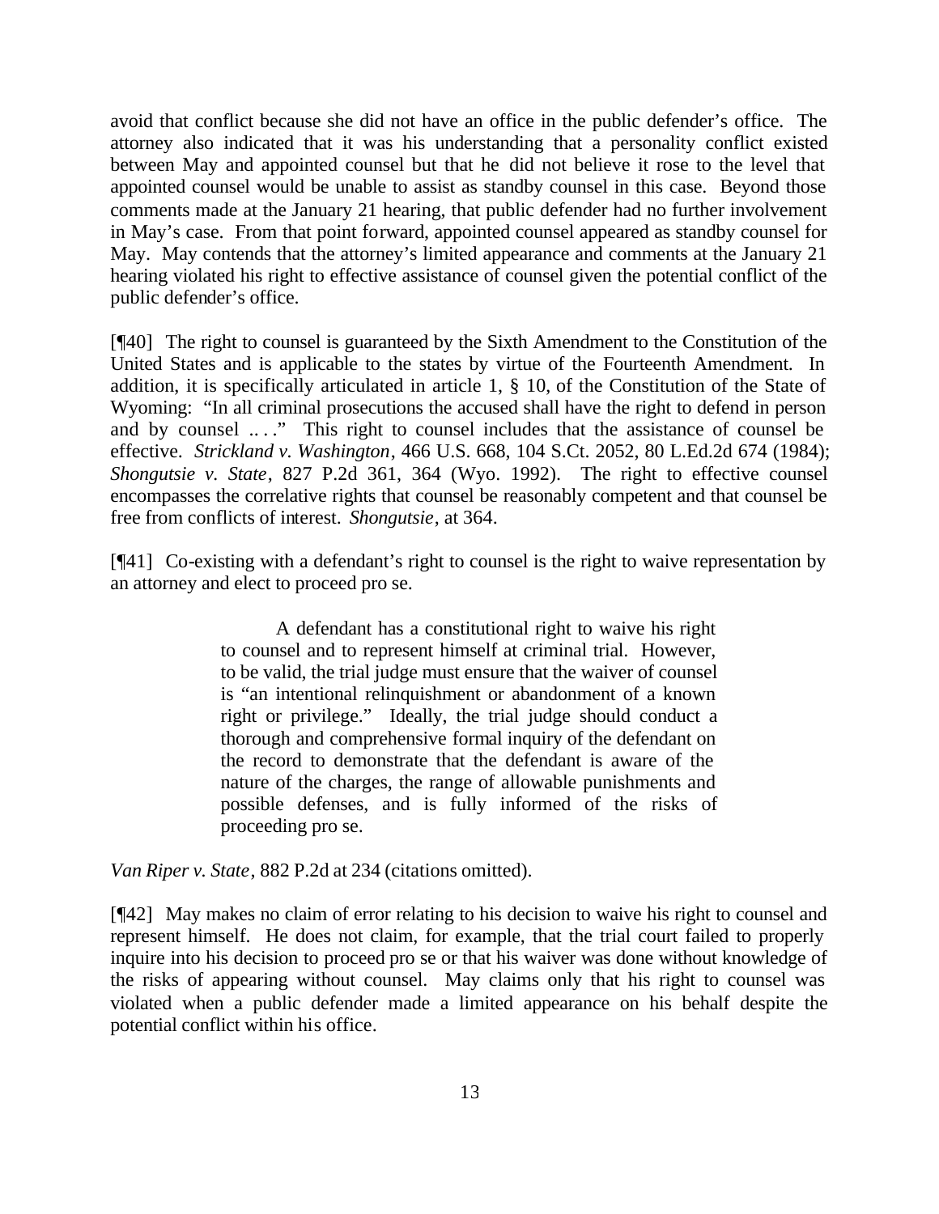avoid that conflict because she did not have an office in the public defender's office. The attorney also indicated that it was his understanding that a personality conflict existed between May and appointed counsel but that he did not believe it rose to the level that appointed counsel would be unable to assist as standby counsel in this case. Beyond those comments made at the January 21 hearing, that public defender had no further involvement in May's case. From that point forward, appointed counsel appeared as standby counsel for May. May contends that the attorney's limited appearance and comments at the January 21 hearing violated his right to effective assistance of counsel given the potential conflict of the public defender's office.

[¶40] The right to counsel is guaranteed by the Sixth Amendment to the Constitution of the United States and is applicable to the states by virtue of the Fourteenth Amendment. In addition, it is specifically articulated in article 1, § 10, of the Constitution of the State of Wyoming: "In all criminal prosecutions the accused shall have the right to defend in person and by counsel .. . ." This right to counsel includes that the assistance of counsel be effective. *Strickland v. Washington*, 466 U.S. 668, 104 S.Ct. 2052, 80 L.Ed.2d 674 (1984); *Shongutsie v. State*, 827 P.2d 361, 364 (Wyo. 1992). The right to effective counsel encompasses the correlative rights that counsel be reasonably competent and that counsel be free from conflicts of interest. *Shongutsie*, at 364.

[¶41] Co-existing with a defendant's right to counsel is the right to waive representation by an attorney and elect to proceed pro se.

> A defendant has a constitutional right to waive his right to counsel and to represent himself at criminal trial. However, to be valid, the trial judge must ensure that the waiver of counsel is "an intentional relinquishment or abandonment of a known right or privilege." Ideally, the trial judge should conduct a thorough and comprehensive formal inquiry of the defendant on the record to demonstrate that the defendant is aware of the nature of the charges, the range of allowable punishments and possible defenses, and is fully informed of the risks of proceeding pro se.

*Van Riper v. State*, 882 P.2d at 234 (citations omitted).

[¶42] May makes no claim of error relating to his decision to waive his right to counsel and represent himself. He does not claim, for example, that the trial court failed to properly inquire into his decision to proceed pro se or that his waiver was done without knowledge of the risks of appearing without counsel. May claims only that his right to counsel was violated when a public defender made a limited appearance on his behalf despite the potential conflict within his office.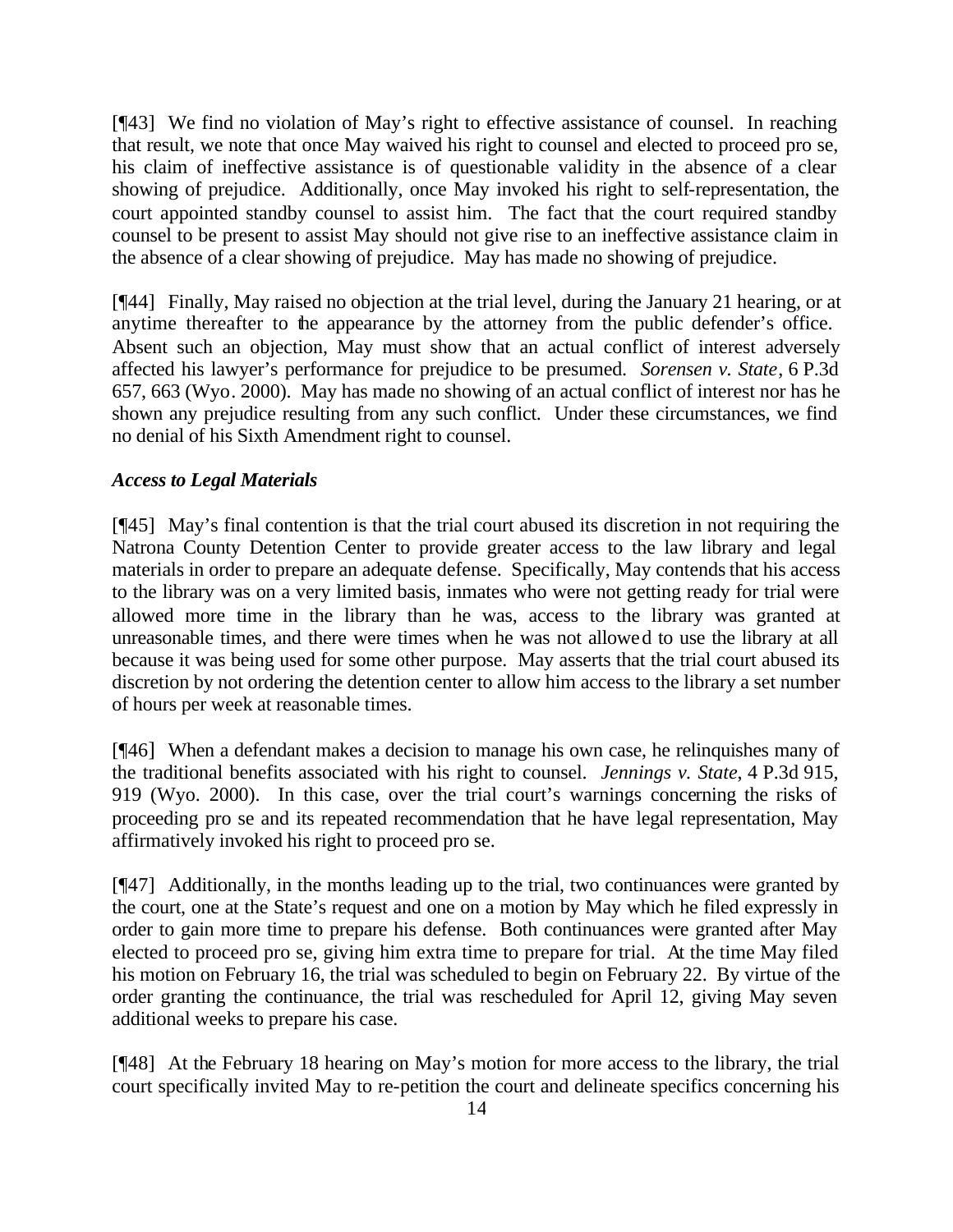[¶43] We find no violation of May's right to effective assistance of counsel. In reaching that result, we note that once May waived his right to counsel and elected to proceed pro se, his claim of ineffective assistance is of questionable validity in the absence of a clear showing of prejudice. Additionally, once May invoked his right to self-representation, the court appointed standby counsel to assist him. The fact that the court required standby counsel to be present to assist May should not give rise to an ineffective assistance claim in the absence of a clear showing of prejudice. May has made no showing of prejudice.

[¶44] Finally, May raised no objection at the trial level, during the January 21 hearing, or at anytime thereafter to the appearance by the attorney from the public defender's office. Absent such an objection, May must show that an actual conflict of interest adversely affected his lawyer's performance for prejudice to be presumed. *Sorensen v. State*, 6 P.3d 657, 663 (Wyo. 2000). May has made no showing of an actual conflict of interest nor has he shown any prejudice resulting from any such conflict. Under these circumstances, we find no denial of his Sixth Amendment right to counsel.

### *Access to Legal Materials*

[¶45] May's final contention is that the trial court abused its discretion in not requiring the Natrona County Detention Center to provide greater access to the law library and legal materials in order to prepare an adequate defense. Specifically, May contends that his access to the library was on a very limited basis, inmates who were not getting ready for trial were allowed more time in the library than he was, access to the library was granted at unreasonable times, and there were times when he was not allowed to use the library at all because it was being used for some other purpose. May asserts that the trial court abused its discretion by not ordering the detention center to allow him access to the library a set number of hours per week at reasonable times.

[¶46] When a defendant makes a decision to manage his own case, he relinquishes many of the traditional benefits associated with his right to counsel. *Jennings v. State*, 4 P.3d 915, 919 (Wyo. 2000). In this case, over the trial court's warnings concerning the risks of proceeding pro se and its repeated recommendation that he have legal representation, May affirmatively invoked his right to proceed pro se.

[¶47] Additionally, in the months leading up to the trial, two continuances were granted by the court, one at the State's request and one on a motion by May which he filed expressly in order to gain more time to prepare his defense. Both continuances were granted after May elected to proceed pro se, giving him extra time to prepare for trial. At the time May filed his motion on February 16, the trial was scheduled to begin on February 22. By virtue of the order granting the continuance, the trial was rescheduled for April 12, giving May seven additional weeks to prepare his case.

[¶48] At the February 18 hearing on May's motion for more access to the library, the trial court specifically invited May to re-petition the court and delineate specifics concerning his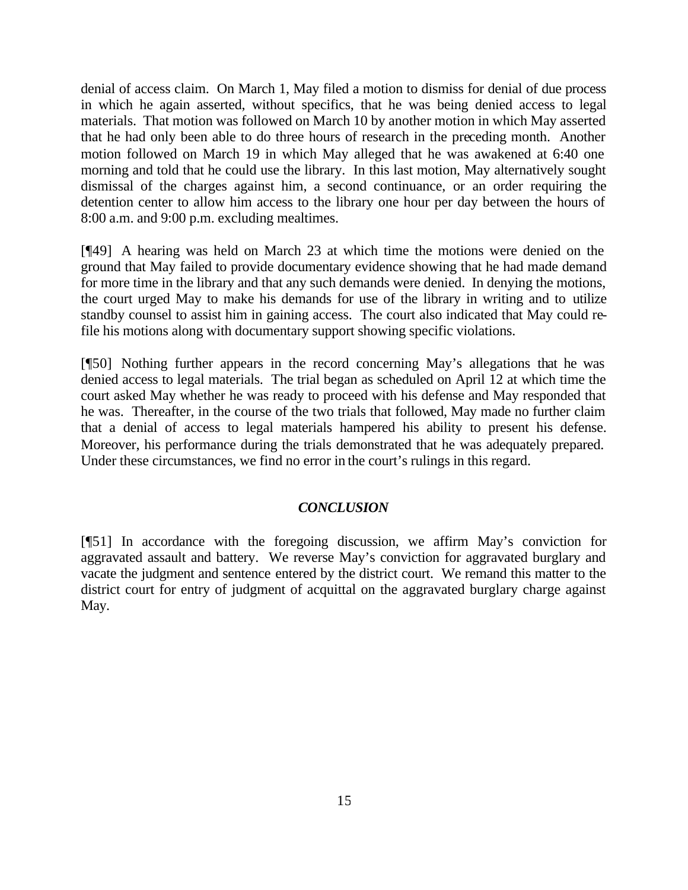denial of access claim. On March 1, May filed a motion to dismiss for denial of due process in which he again asserted, without specifics, that he was being denied access to legal materials. That motion was followed on March 10 by another motion in which May asserted that he had only been able to do three hours of research in the preceding month. Another motion followed on March 19 in which May alleged that he was awakened at 6:40 one morning and told that he could use the library. In this last motion, May alternatively sought dismissal of the charges against him, a second continuance, or an order requiring the detention center to allow him access to the library one hour per day between the hours of 8:00 a.m. and 9:00 p.m. excluding mealtimes.

[¶49] A hearing was held on March 23 at which time the motions were denied on the ground that May failed to provide documentary evidence showing that he had made demand for more time in the library and that any such demands were denied. In denying the motions, the court urged May to make his demands for use of the library in writing and to utilize standby counsel to assist him in gaining access. The court also indicated that May could re-file his motions along with documentary support showing specific violations.

[¶50] Nothing further appears in the record concerning May's allegations that he was denied access to legal materials. The trial began as scheduled on April 12 at which time the court asked May whether he was ready to proceed with his defense and May responded that he was. Thereafter, in the course of the two trials that followed, May made no further claim that a denial of access to legal materials hampered his ability to present his defense. Moreover, his performance during the trials demonstrated that he was adequately prepared. Under these circumstances, we find no error in the court's rulings in this regard.

## *CONCLUSION*

[¶51] In accordance with the foregoing discussion, we affirm May's conviction for aggravated assault and battery. We reverse May's conviction for aggravated burglary and vacate the judgment and sentence entered by the district court. We remand this matter to the district court for entry of judgment of acquittal on the aggravated burglary charge against May.